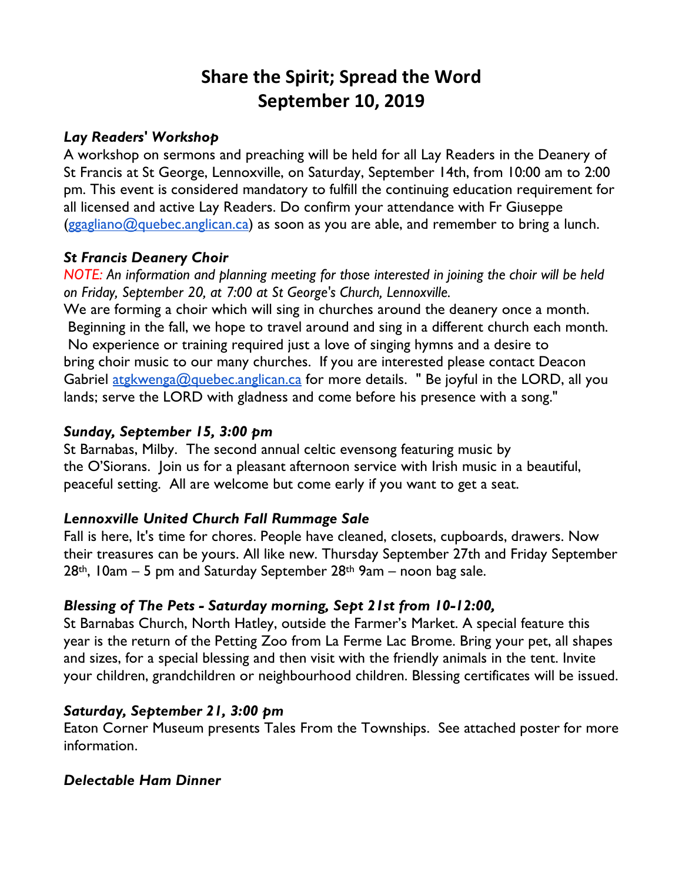# Share the Spirit; Spread the Word
# September 10, 2019

### *Lay Readers' Workshop*

A workshop on sermons and preaching will be held for all Lay Readers in the Deanery of St Francis at St George, Lennoxville, on Saturday, September 14th, from 10:00 am to 2:00 pm. This event is considered mandatory to fulfill the continuing education requirement for all licensed and active Lay Readers. Do confirm your attendance with Fr Giuseppe (ggagliano@quebec.anglican.ca) as soon as you are able, and remember to bring a lunch.

### *St Francis Deanery Choir*

*NOTE: An information and planning meeting for those interested in joining the choir will be held on Friday, September 20, at 7:00 at St George's Church, Lennoxville.*

We are forming a choir which will sing in churches around the deanery once a month. Beginning in the fall, we hope to travel around and sing in a different church each month. No experience or training required just a love of singing hymns and a desire to bring choir music to our many churches. If you are interested please contact Deacon Gabriel atgkwenga@quebec.anglican.ca for more details. " Be joyful in the LORD, all you lands; serve the LORD with gladness and come before his presence with a song."

### *Sunday, September 15, 3:00 pm*

St Barnabas, Milby. The second annual celtic evensong featuring music by the O'Siorans. Join us for a pleasant afternoon service with Irish music in a beautiful, peaceful setting. All are welcome but come early if you want to get a seat.

### *Lennoxville United Church Fall Rummage Sale*

Fall is here, It's time for chores. People have cleaned, closets, cupboards, drawers. Now their treasures can be yours. All like new. Thursday September 27th and Friday September 28th, 10am – 5 pm and Saturday September 28th 9am – noon bag sale.

### *Blessing of The Pets - Saturday morning, Sept 21st from 10-12:00,*

St Barnabas Church, North Hatley, outside the Farmer's Market. A special feature this year is the return of the Petting Zoo from La Ferme Lac Brome. Bring your pet, all shapes and sizes, for a special blessing and then visit with the friendly animals in the tent. Invite your children, grandchildren or neighbourhood children. Blessing certificates will be issued.

### *Saturday, September 21, 3:00 pm*

Eaton Corner Museum presents Tales From the Townships. See attached poster for more information.

### *Delectable Ham Dinner*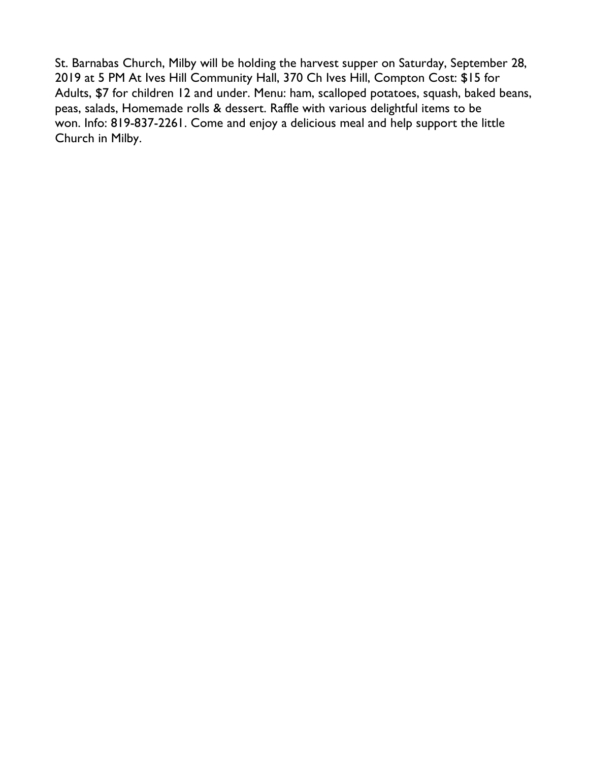St. Barnabas Church, Milby will be holding the harvest supper on Saturday, September 28, 2019 at 5 PM At Ives Hill Community Hall, 370 Ch Ives Hill, Compton Cost: $15 for Adults, $7 for children 12 and under. Menu: ham, scalloped potatoes, squash, baked beans, peas, salads, Homemade rolls & dessert. Raffle with various delightful items to be won. Info: 819-837-2261. Come and enjoy a delicious meal and help support the little Church in Milby.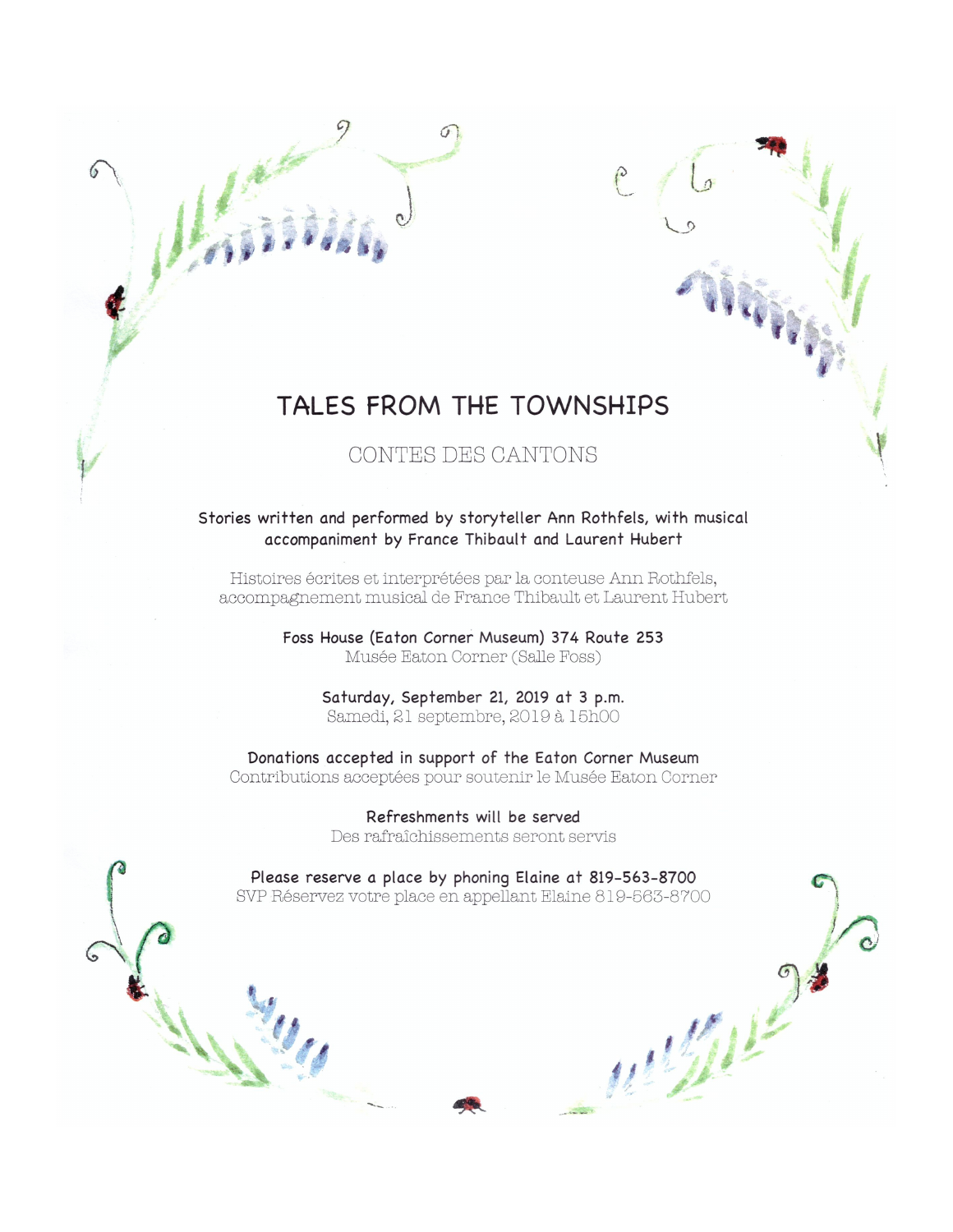# TALES FROM THE TOWNSHIPS

## CONTES DES CANTONS

Stories written and performed by storyteller Ann Rothfels, with musical accompaniment by France Thibault and Laurent Hubert

Histoires écrites et interprétées par la conteuse Ann Rothfels, accompagnement musical de France Thibault et Laurent Hubert

Foss House (Eaton Corner Museum) 374 Route 253
Musée Eaton Corner (Salle Foss)

Saturday, September 21, 2019 at 3 p.m.
Samedi, 21 septembre, 2019 à 15h00

Donations accepted in support of the Eaton Corner Museum
Contributions acceptées pour soutenir le Musée Eaton Corner

Refreshments will be served
Des rafraîchissements seront servis

Please reserve a place by phoning Elaine at 819-563-8700
SVP Réservez votre place en appellant Elaine 819-563-8700